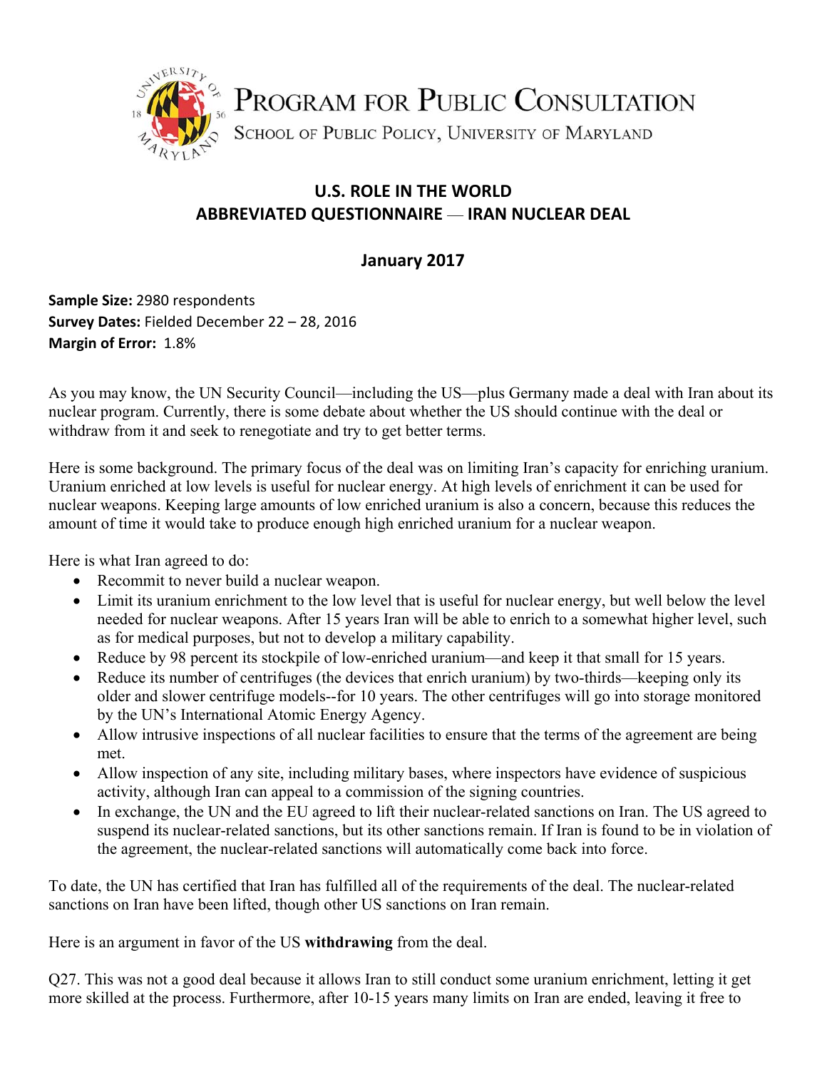PROGRAM FOR PUBLIC CONSULTATION

SCHOOL OF PUBLIC POLICY, UNIVERSITY OF MARYLAND

## U.S. ROLE IN THE WORLD
## ABBREVIATED QUESTIONNAIRE — IRAN NUCLEAR DEAL

### January 2017

**Sample Size:** 2980 respondents
**Survey Dates:** Fielded December 22 – 28, 2016
**Margin of Error:** 1.8%

As you may know, the UN Security Council—including the US—plus Germany made a deal with Iran about its nuclear program. Currently, there is some debate about whether the US should continue with the deal or withdraw from it and seek to renegotiate and try to get better terms.

Here is some background. The primary focus of the deal was on limiting Iran's capacity for enriching uranium. Uranium enriched at low levels is useful for nuclear energy. At high levels of enrichment it can be used for nuclear weapons. Keeping large amounts of low enriched uranium is also a concern, because this reduces the amount of time it would take to produce enough high enriched uranium for a nuclear weapon.

Here is what Iran agreed to do:

- Recommit to never build a nuclear weapon.
- Limit its uranium enrichment to the low level that is useful for nuclear energy, but well below the level needed for nuclear weapons. After 15 years Iran will be able to enrich to a somewhat higher level, such as for medical purposes, but not to develop a military capability.
- Reduce by 98 percent its stockpile of low-enriched uranium—and keep it that small for 15 years.
- Reduce its number of centrifuges (the devices that enrich uranium) by two-thirds—keeping only its older and slower centrifuge models--for 10 years. The other centrifuges will go into storage monitored by the UN's International Atomic Energy Agency.
- Allow intrusive inspections of all nuclear facilities to ensure that the terms of the agreement are being met.
- Allow inspection of any site, including military bases, where inspectors have evidence of suspicious activity, although Iran can appeal to a commission of the signing countries.
- In exchange, the UN and the EU agreed to lift their nuclear-related sanctions on Iran. The US agreed to suspend its nuclear-related sanctions, but its other sanctions remain. If Iran is found to be in violation of the agreement, the nuclear-related sanctions will automatically come back into force.

To date, the UN has certified that Iran has fulfilled all of the requirements of the deal. The nuclear-related sanctions on Iran have been lifted, though other US sanctions on Iran remain.

Here is an argument in favor of the US **withdrawing** from the deal.

Q27. This was not a good deal because it allows Iran to still conduct some uranium enrichment, letting it get more skilled at the process. Furthermore, after 10-15 years many limits on Iran are ended, leaving it free to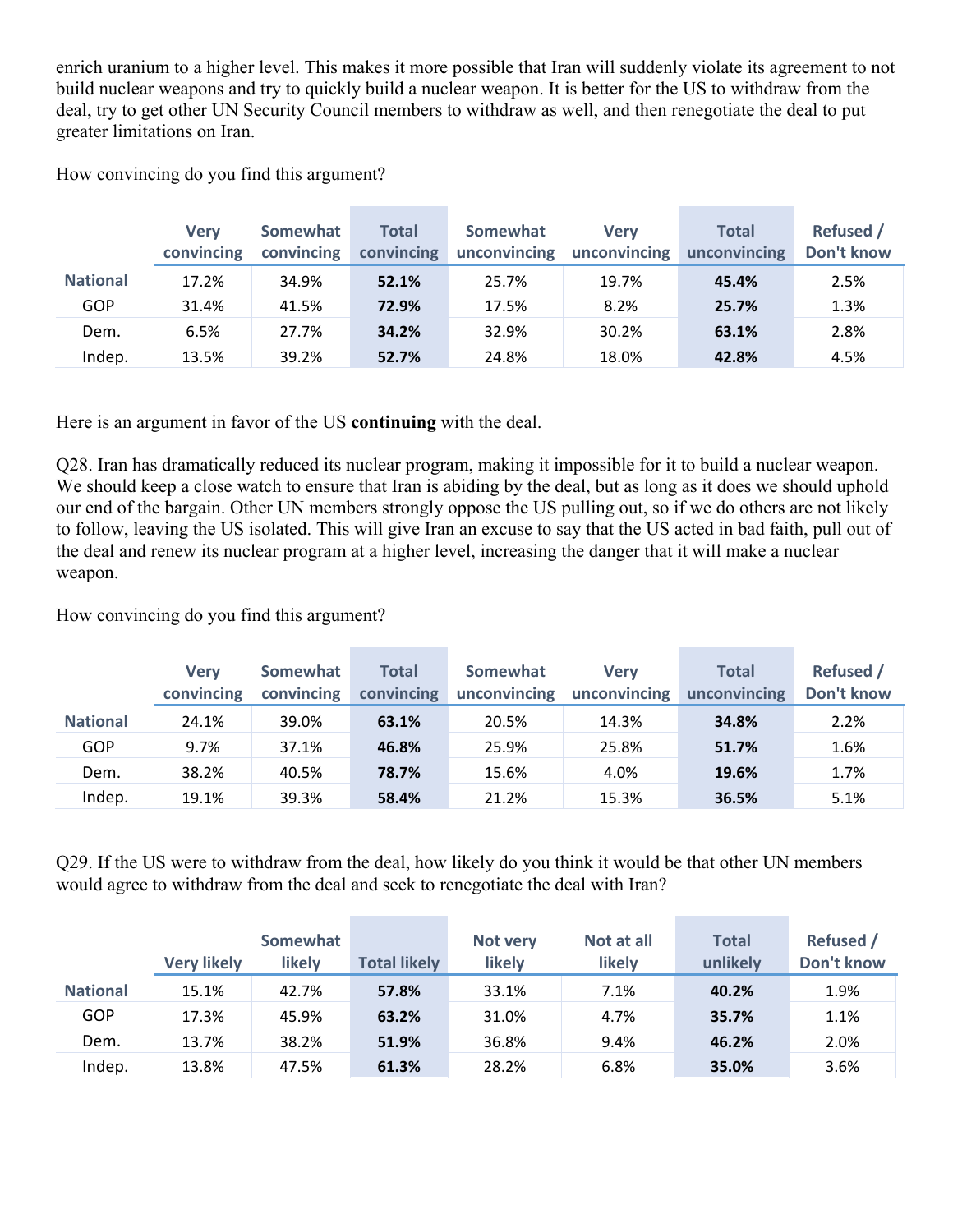enrich uranium to a higher level. This makes it more possible that Iran will suddenly violate its agreement to not build nuclear weapons and try to quickly build a nuclear weapon. It is better for the US to withdraw from the deal, try to get other UN Security Council members to withdraw as well, and then renegotiate the deal to put greater limitations on Iran.

How convincing do you find this argument?

| | Very convincing | Somewhat convincing | Total convincing | Somewhat unconvincing | Very unconvincing | Total unconvincing | Refused / Don't know |
|---|---|---|---|---|---|---|---|
| **National** | 17.2% | 34.9% | **52.1%** | 25.7% | 19.7% | **45.4%** | 2.5% |
| GOP | 31.4% | 41.5% | **72.9%** | 17.5% | 8.2% | **25.7%** | 1.3% |
| Dem. | 6.5% | 27.7% | **34.2%** | 32.9% | 30.2% | **63.1%** | 2.8% |
| Indep. | 13.5% | 39.2% | **52.7%** | 24.8% | 18.0% | **42.8%** | 4.5% |

Here is an argument in favor of the US **continuing** with the deal.

Q28. Iran has dramatically reduced its nuclear program, making it impossible for it to build a nuclear weapon. We should keep a close watch to ensure that Iran is abiding by the deal, but as long as it does we should uphold our end of the bargain. Other UN members strongly oppose the US pulling out, so if we do others are not likely to follow, leaving the US isolated. This will give Iran an excuse to say that the US acted in bad faith, pull out of the deal and renew its nuclear program at a higher level, increasing the danger that it will make a nuclear weapon.

How convincing do you find this argument?

| | Very convincing | Somewhat convincing | Total convincing | Somewhat unconvincing | Very unconvincing | Total unconvincing | Refused / Don't know |
|---|---|---|---|---|---|---|---|
| **National** | 24.1% | 39.0% | **63.1%** | 20.5% | 14.3% | **34.8%** | 2.2% |
| GOP | 9.7% | 37.1% | **46.8%** | 25.9% | 25.8% | **51.7%** | 1.6% |
| Dem. | 38.2% | 40.5% | **78.7%** | 15.6% | 4.0% | **19.6%** | 1.7% |
| Indep. | 19.1% | 39.3% | **58.4%** | 21.2% | 15.3% | **36.5%** | 5.1% |

Q29. If the US were to withdraw from the deal, how likely do you think it would be that other UN members would agree to withdraw from the deal and seek to renegotiate the deal with Iran?

| | Very likely | Somewhat likely | Total likely | Not very likely | Not at all likely | Total unlikely | Refused / Don't know |
|---|---|---|---|---|---|---|---|
| **National** | 15.1% | 42.7% | **57.8%** | 33.1% | 7.1% | **40.2%** | 1.9% |
| GOP | 17.3% | 45.9% | **63.2%** | 31.0% | 4.7% | **35.7%** | 1.1% |
| Dem. | 13.7% | 38.2% | **51.9%** | 36.8% | 9.4% | **46.2%** | 2.0% |
| Indep. | 13.8% | 47.5% | **61.3%** | 28.2% | 6.8% | **35.0%** | 3.6% |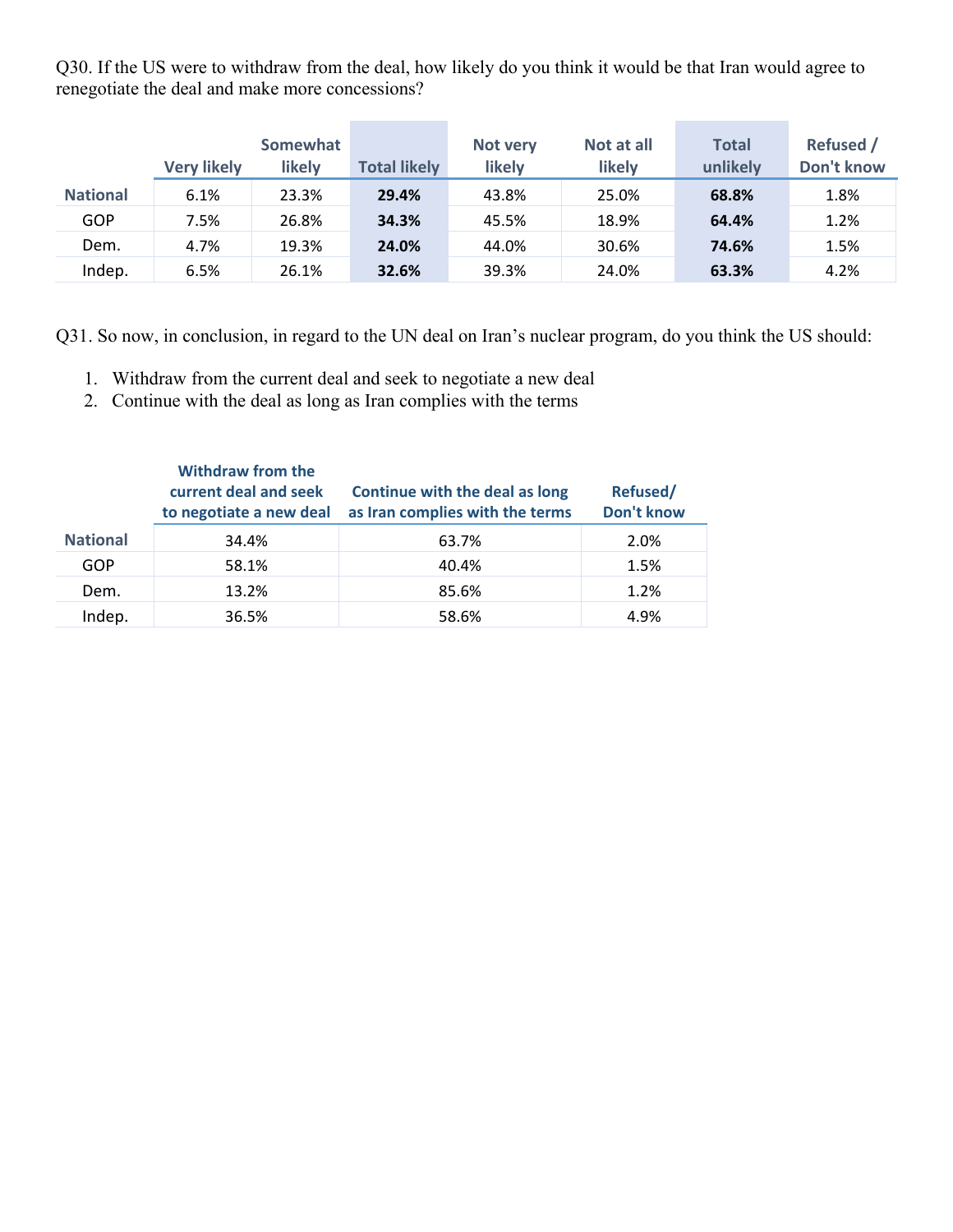Q30. If the US were to withdraw from the deal, how likely do you think it would be that Iran would agree to renegotiate the deal and make more concessions?

| | Very likely | Somewhat likely | Total likely | Not very likely | Not at all likely | Total unlikely | Refused / Don't know |
|---|---|---|---|---|---|---|---|
| **National** | 6.1% | 23.3% | **29.4%** | 43.8% | 25.0% | **68.8%** | 1.8% |
| GOP | 7.5% | 26.8% | **34.3%** | 45.5% | 18.9% | **64.4%** | 1.2% |
| Dem. | 4.7% | 19.3% | **24.0%** | 44.0% | 30.6% | **74.6%** | 1.5% |
| Indep. | 6.5% | 26.1% | **32.6%** | 39.3% | 24.0% | **63.3%** | 4.2% |

Q31. So now, in conclusion, in regard to the UN deal on Iran's nuclear program, do you think the US should:

1. Withdraw from the current deal and seek to negotiate a new deal
2. Continue with the deal as long as Iran complies with the terms

| | Withdraw from the current deal and seek to negotiate a new deal | Continue with the deal as long as Iran complies with the terms | Refused/ Don't know |
|---|---|---|---|
| **National** | 34.4% | 63.7% | 2.0% |
| GOP | 58.1% | 40.4% | 1.5% |
| Dem. | 13.2% | 85.6% | 1.2% |
| Indep. | 36.5% | 58.6% | 4.9% |